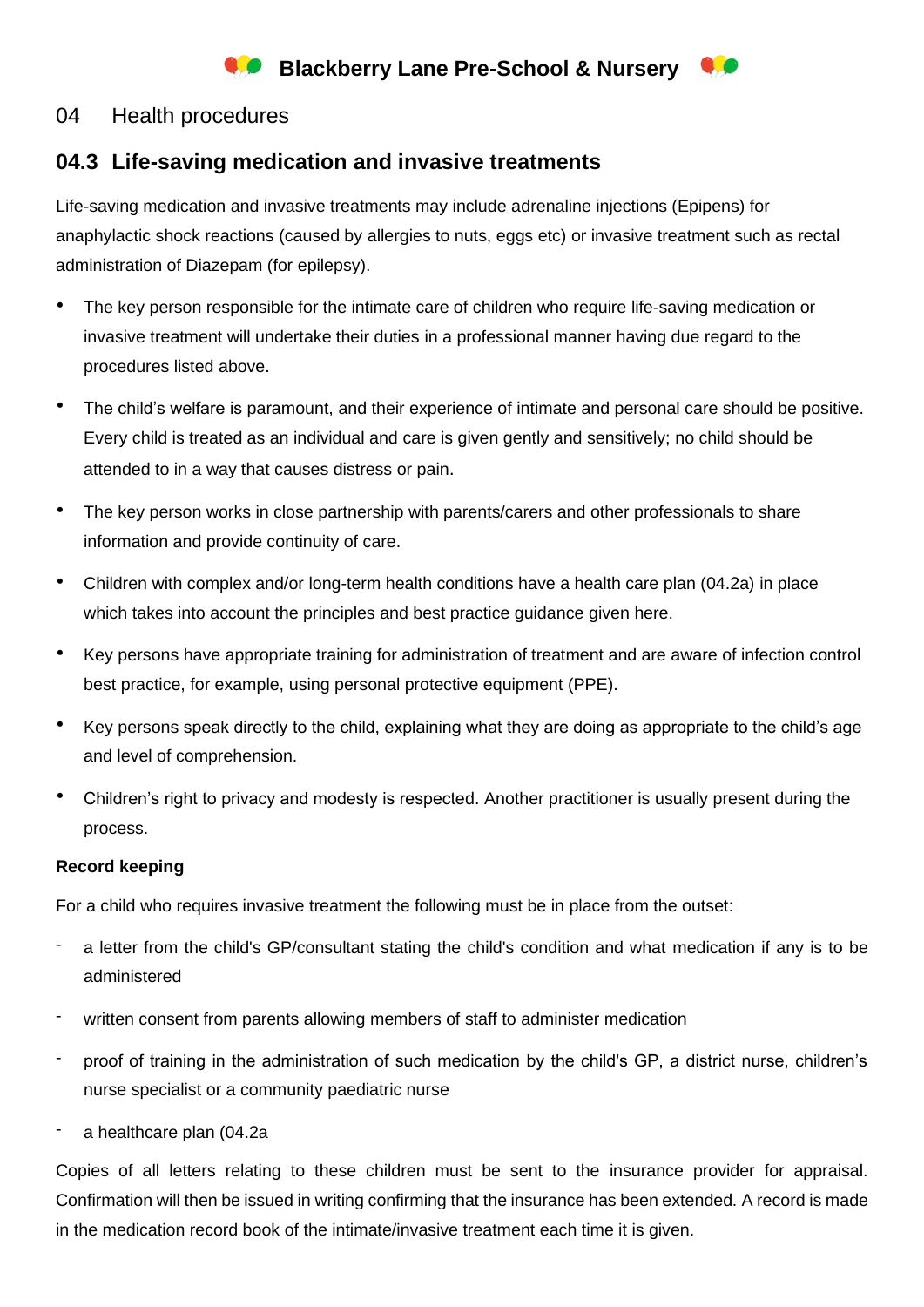# Blackberry Lane Pre-School & Nursery

## 04 Health procedures

### 04.3 Life-saving medication and invasive treatments

Life-saving medication and invasive treatments may include adrenaline injections (Epipens) for anaphylactic shock reactions (caused by allergies to nuts, eggs etc) or invasive treatment such as rectal administration of Diazepam (for epilepsy).

- The key person responsible for the intimate care of children who require life-saving medication or invasive treatment will undertake their duties in a professional manner having due regard to the procedures listed above.
- The child's welfare is paramount, and their experience of intimate and personal care should be positive. Every child is treated as an individual and care is given gently and sensitively; no child should be attended to in a way that causes distress or pain.
- The key person works in close partnership with parents/carers and other professionals to share information and provide continuity of care.
- Children with complex and/or long-term health conditions have a health care plan (04.2a) in place which takes into account the principles and best practice guidance given here.
- Key persons have appropriate training for administration of treatment and are aware of infection control best practice, for example, using personal protective equipment (PPE).
- Key persons speak directly to the child, explaining what they are doing as appropriate to the child's age and level of comprehension.
- Children's right to privacy and modesty is respected. Another practitioner is usually present during the process.

**Record keeping**

For a child who requires invasive treatment the following must be in place from the outset:

- a letter from the child's GP/consultant stating the child's condition and what medication if any is to be administered
- written consent from parents allowing members of staff to administer medication
- proof of training in the administration of such medication by the child's GP, a district nurse, children's nurse specialist or a community paediatric nurse
- a healthcare plan (04.2a

Copies of all letters relating to these children must be sent to the insurance provider for appraisal. Confirmation will then be issued in writing confirming that the insurance has been extended. A record is made in the medication record book of the intimate/invasive treatment each time it is given.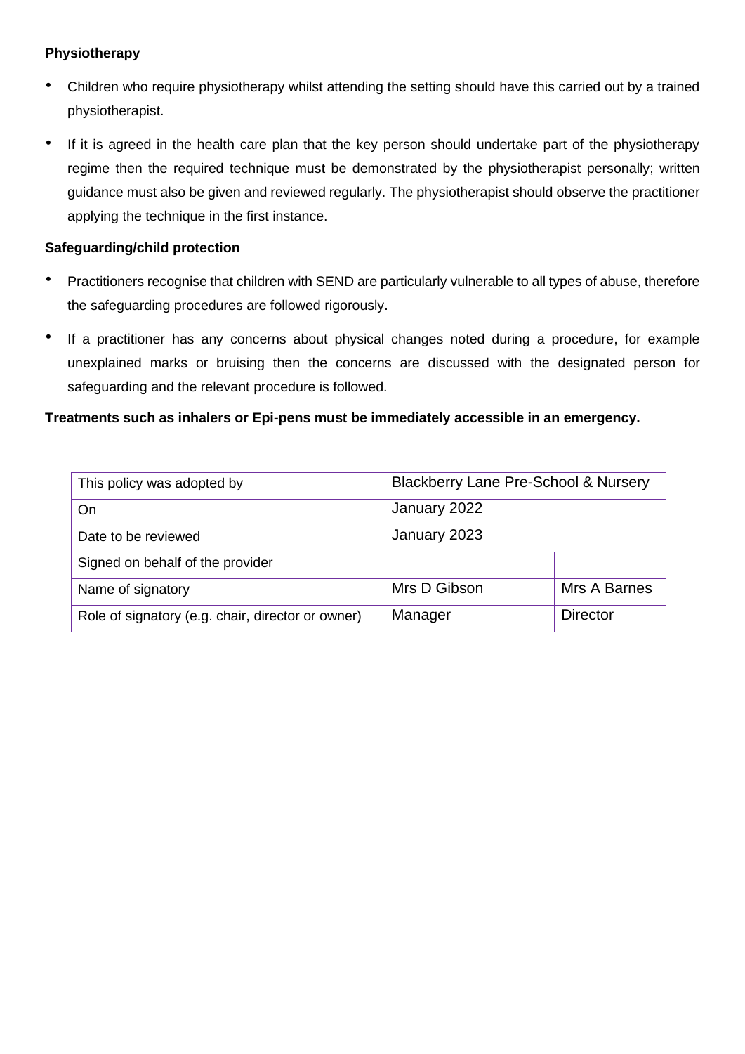**Physiotherapy**

- Children who require physiotherapy whilst attending the setting should have this carried out by a trained physiotherapist.
- If it is agreed in the health care plan that the key person should undertake part of the physiotherapy regime then the required technique must be demonstrated by the physiotherapist personally; written guidance must also be given and reviewed regularly. The physiotherapist should observe the practitioner applying the technique in the first instance.

**Safeguarding/child protection**

- Practitioners recognise that children with SEND are particularly vulnerable to all types of abuse, therefore the safeguarding procedures are followed rigorously.
- If a practitioner has any concerns about physical changes noted during a procedure, for example unexplained marks or bruising then the concerns are discussed with the designated person for safeguarding and the relevant procedure is followed.

**Treatments such as inhalers or Epi-pens must be immediately accessible in an emergency.**

| | | |
|---|---|---|
| This policy was adopted by | Blackberry Lane Pre-School & Nursery | |
| On | January 2022 | |
| Date to be reviewed | January 2023 | |
| Signed on behalf of the provider | | |
| Name of signatory | Mrs D Gibson | Mrs A Barnes |
| Role of signatory (e.g. chair, director or owner) | Manager | Director |